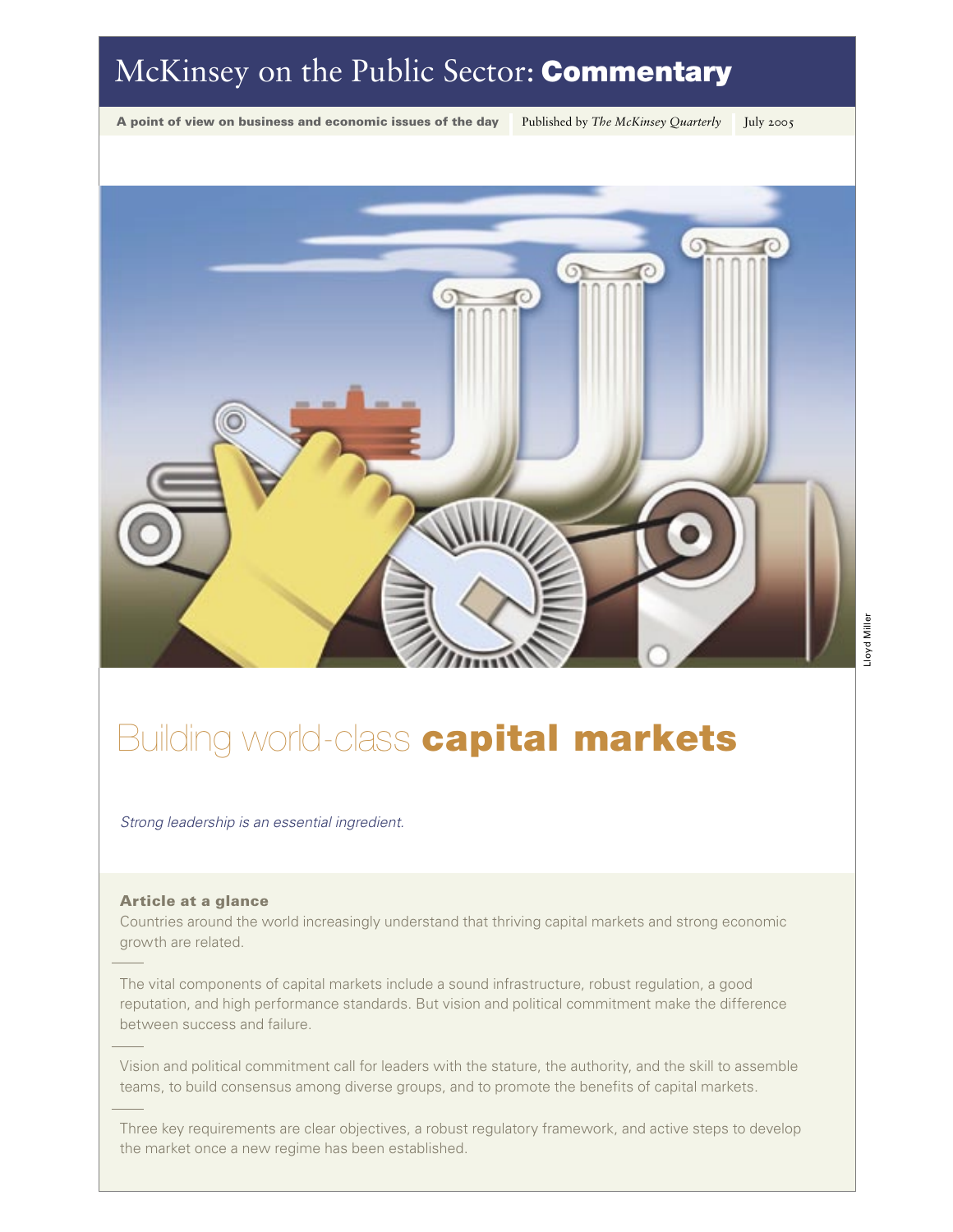# McKinsey on the Public Sector: **Commentary**

**A point of view on business and economic issues of the day** | Published by *The McKinsey Quarterly* | July 2005

Lloyd Miller

# Building world-class **capital markets**

*Strong leadership is an essential ingredient.*

**Article at a glance**

Countries around the world increasingly understand that thriving capital markets and strong economic growth are related.

The vital components of capital markets include a sound infrastructure, robust regulation, a good reputation, and high performance standards. But vision and political commitment make the difference between success and failure.

Vision and political commitment call for leaders with the stature, the authority, and the skill to assemble teams, to build consensus among diverse groups, and to promote the benefits of capital markets.

Three key requirements are clear objectives, a robust regulatory framework, and active steps to develop the market once a new regime has been established.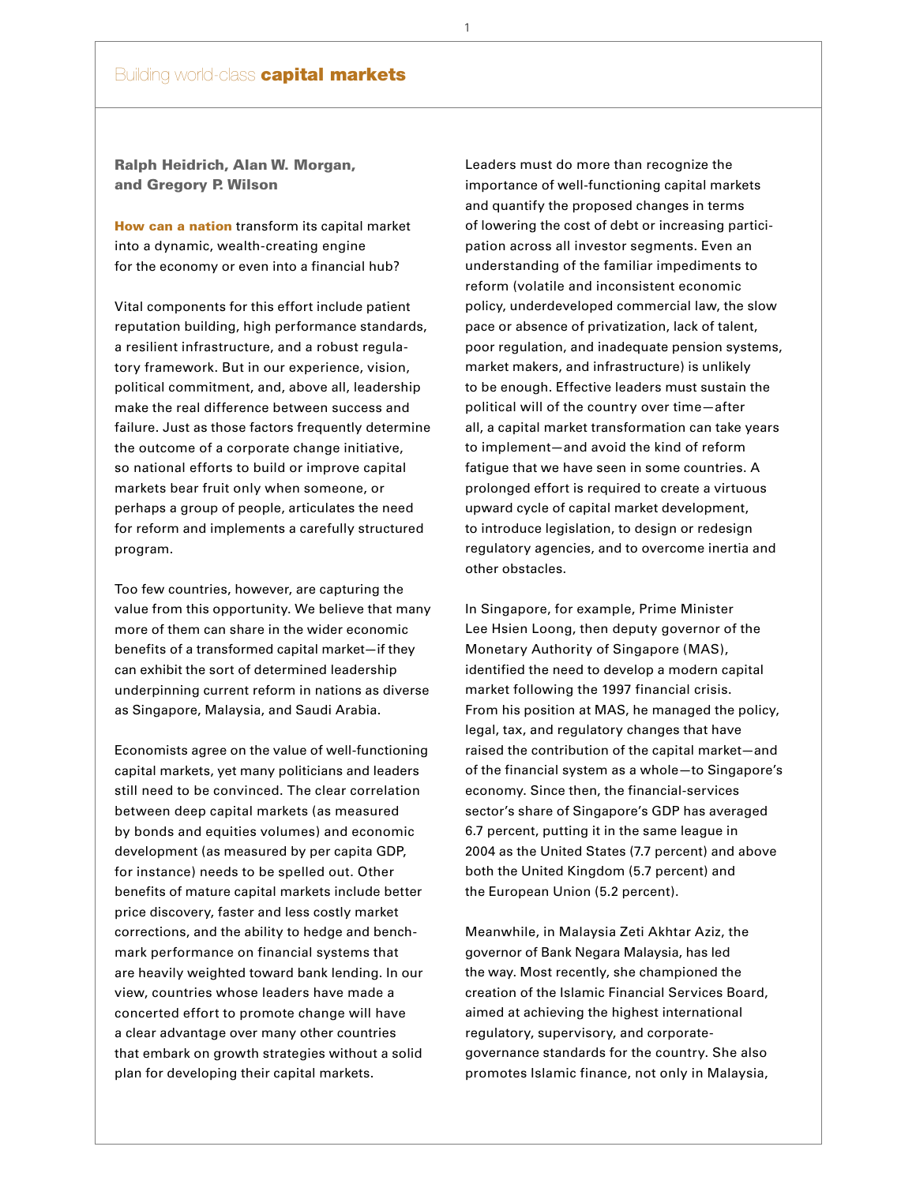# Building world-class **capital markets**

**Ralph Heidrich, Alan W. Morgan, and Gregory P. Wilson**

**How can a nation** transform its capital market into a dynamic, wealth-creating engine for the economy or even into a financial hub?

Vital components for this effort include patient reputation building, high performance standards, a resilient infrastructure, and a robust regulatory framework. But in our experience, vision, political commitment, and, above all, leadership make the real difference between success and failure. Just as those factors frequently determine the outcome of a corporate change initiative, so national efforts to build or improve capital markets bear fruit only when someone, or perhaps a group of people, articulates the need for reform and implements a carefully structured program.

Too few countries, however, are capturing the value from this opportunity. We believe that many more of them can share in the wider economic benefits of a transformed capital market—if they can exhibit the sort of determined leadership underpinning current reform in nations as diverse as Singapore, Malaysia, and Saudi Arabia.

Economists agree on the value of well-functioning capital markets, yet many politicians and leaders still need to be convinced. The clear correlation between deep capital markets (as measured by bonds and equities volumes) and economic development (as measured by per capita GDP, for instance) needs to be spelled out. Other benefits of mature capital markets include better price discovery, faster and less costly market corrections, and the ability to hedge and benchmark performance on financial systems that are heavily weighted toward bank lending. In our view, countries whose leaders have made a concerted effort to promote change will have a clear advantage over many other countries that embark on growth strategies without a solid plan for developing their capital markets.

Leaders must do more than recognize the importance of well-functioning capital markets and quantify the proposed changes in terms of lowering the cost of debt or increasing participation across all investor segments. Even an understanding of the familiar impediments to reform (volatile and inconsistent economic policy, underdeveloped commercial law, the slow pace or absence of privatization, lack of talent, poor regulation, and inadequate pension systems, market makers, and infrastructure) is unlikely to be enough. Effective leaders must sustain the political will of the country over time—after all, a capital market transformation can take years to implement—and avoid the kind of reform fatigue that we have seen in some countries. A prolonged effort is required to create a virtuous upward cycle of capital market development, to introduce legislation, to design or redesign regulatory agencies, and to overcome inertia and other obstacles.

In Singapore, for example, Prime Minister Lee Hsien Loong, then deputy governor of the Monetary Authority of Singapore (MAS), identified the need to develop a modern capital market following the 1997 financial crisis. From his position at MAS, he managed the policy, legal, tax, and regulatory changes that have raised the contribution of the capital market—and of the financial system as a whole—to Singapore's economy. Since then, the financial-services sector's share of Singapore's GDP has averaged 6.7 percent, putting it in the same league in 2004 as the United States (7.7 percent) and above both the United Kingdom (5.7 percent) and the European Union (5.2 percent).

Meanwhile, in Malaysia Zeti Akhtar Aziz, the governor of Bank Negara Malaysia, has led the way. Most recently, she championed the creation of the Islamic Financial Services Board, aimed at achieving the highest international regulatory, supervisory, and corporate-governance standards for the country. She also promotes Islamic finance, not only in Malaysia,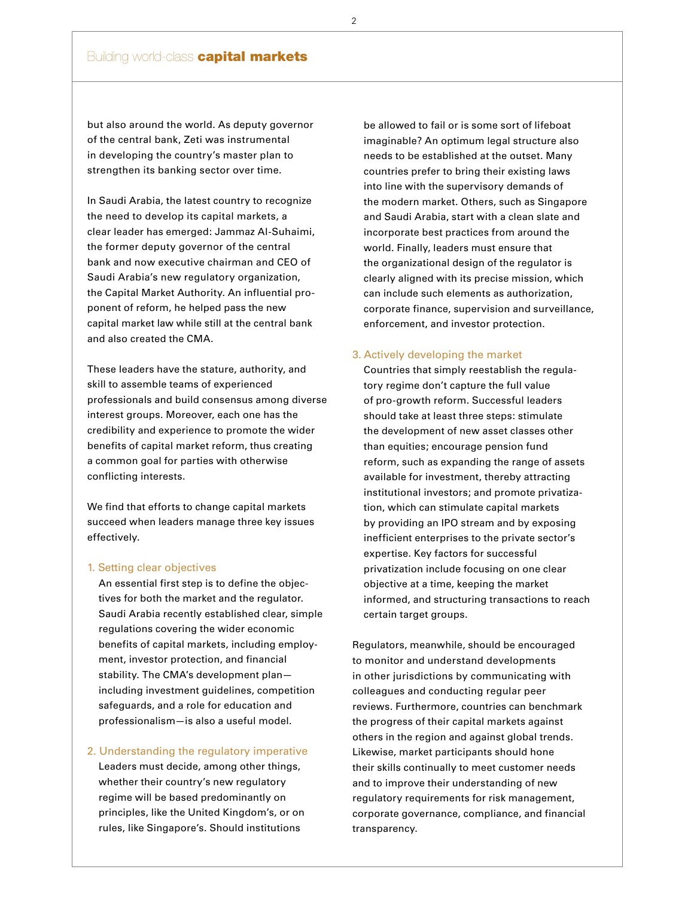but also around the world. As deputy governor of the central bank, Zeti was instrumental in developing the country's master plan to strengthen its banking sector over time.

In Saudi Arabia, the latest country to recognize the need to develop its capital markets, a clear leader has emerged: Jammaz Al-Suhaimi, the former deputy governor of the central bank and now executive chairman and CEO of Saudi Arabia's new regulatory organization, the Capital Market Authority. An influential proponent of reform, he helped pass the new capital market law while still at the central bank and also created the CMA.

These leaders have the stature, authority, and skill to assemble teams of experienced professionals and build consensus among diverse interest groups. Moreover, each one has the credibility and experience to promote the wider benefits of capital market reform, thus creating a common goal for parties with otherwise conflicting interests.

We find that efforts to change capital markets succeed when leaders manage three key issues effectively.

1. Setting clear objectives

   An essential first step is to define the objectives for both the market and the regulator. Saudi Arabia recently established clear, simple regulations covering the wider economic benefits of capital markets, including employment, investor protection, and financial stability. The CMA's development plan—including investment guidelines, competition safeguards, and a role for education and professionalism—is also a useful model.

2. Understanding the regulatory imperative

   Leaders must decide, among other things, whether their country's new regulatory regime will be based predominantly on principles, like the United Kingdom's, or on rules, like Singapore's. Should institutions be allowed to fail or is some sort of lifeboat imaginable? An optimum legal structure also needs to be established at the outset. Many countries prefer to bring their existing laws into line with the supervisory demands of the modern market. Others, such as Singapore and Saudi Arabia, start with a clean slate and incorporate best practices from around the world. Finally, leaders must ensure that the organizational design of the regulator is clearly aligned with its precise mission, which can include such elements as authorization, corporate finance, supervision and surveillance, enforcement, and investor protection.

3. Actively developing the market

   Countries that simply reestablish the regulatory regime don't capture the full value of pro-growth reform. Successful leaders should take at least three steps: stimulate the development of new asset classes other than equities; encourage pension fund reform, such as expanding the range of assets available for investment, thereby attracting institutional investors; and promote privatization, which can stimulate capital markets by providing an IPO stream and by exposing inefficient enterprises to the private sector's expertise. Key factors for successful privatization include focusing on one clear objective at a time, keeping the market informed, and structuring transactions to reach certain target groups.

Regulators, meanwhile, should be encouraged to monitor and understand developments in other jurisdictions by communicating with colleagues and conducting regular peer reviews. Furthermore, countries can benchmark the progress of their capital markets against others in the region and against global trends. Likewise, market participants should hone their skills continually to meet customer needs and to improve their understanding of new regulatory requirements for risk management, corporate governance, compliance, and financial transparency.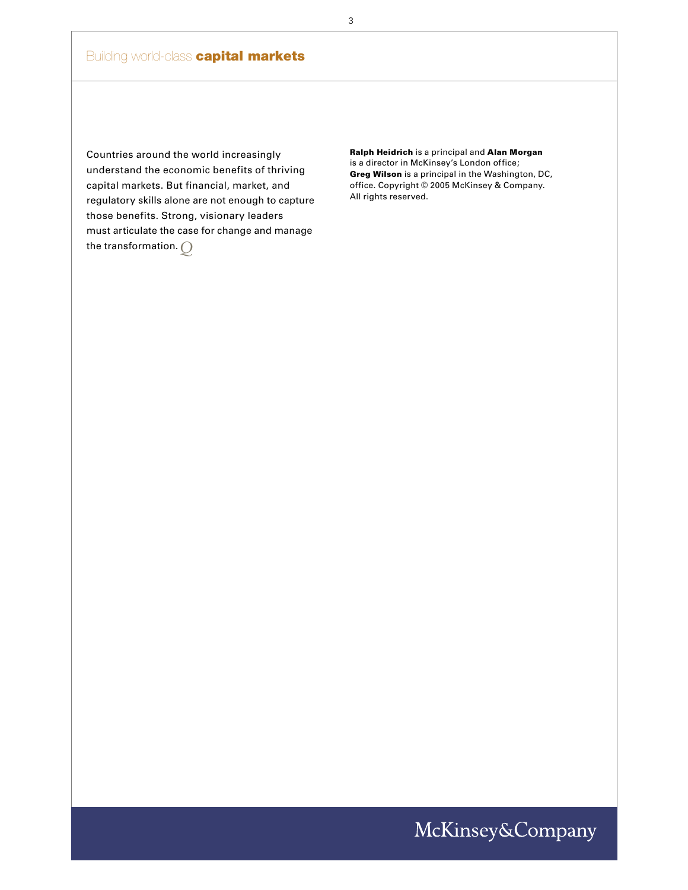Countries around the world increasingly understand the economic benefits of thriving capital markets. But financial, market, and regulatory skills alone are not enough to capture those benefits. Strong, visionary leaders must articulate the case for change and manage the transformation. Q

**Ralph Heidrich** is a principal and **Alan Morgan** is a director in McKinsey's London office; **Greg Wilson** is a principal in the Washington, DC, office. Copyright © 2005 McKinsey & Company. All rights reserved.